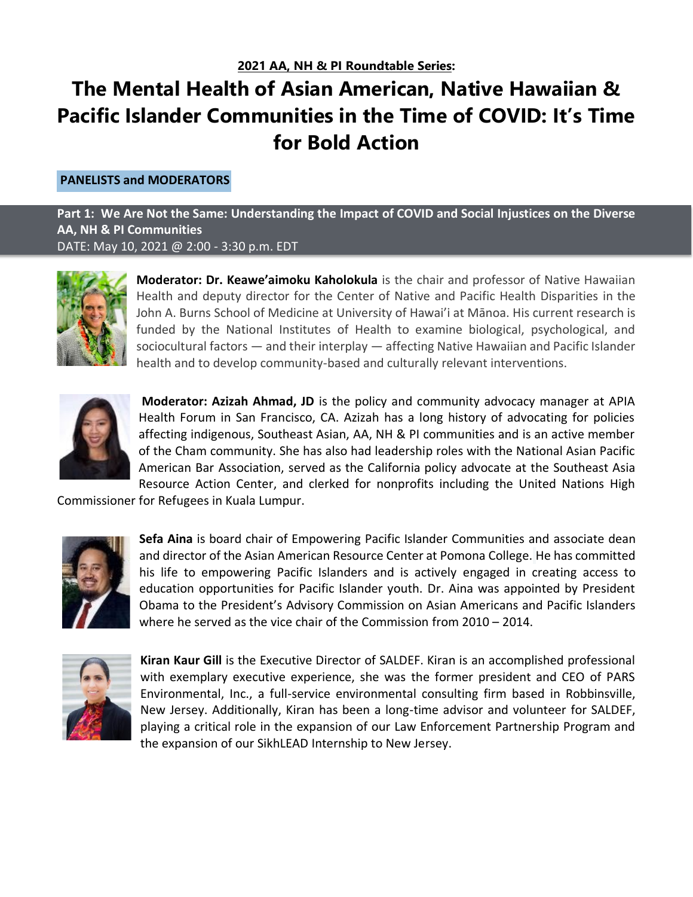**2021 AA, NH & PI Roundtable Series:**

# The Mental Health of Asian American, Native Hawaiian & Pacific Islander Communities in the Time of COVID: It's Time for Bold Action

## PANELISTS and MODERATORS

### Part 1: We Are Not the Same: Understanding the Impact of COVID and Social Injustices on the Diverse AA, NH & PI Communities

DATE: May 10, 2021 @ 2:00 - 3:30 p.m. EDT

**Moderator: Dr. Keawe'aimoku Kaholokula** is the chair and professor of Native Hawaiian Health and deputy director for the Center of Native and Pacific Health Disparities in the John A. Burns School of Medicine at University of Hawai'i at Mānoa. His current research is funded by the National Institutes of Health to examine biological, psychological, and sociocultural factors — and their interplay — affecting Native Hawaiian and Pacific Islander health and to develop community-based and culturally relevant interventions.

**Moderator: Azizah Ahmad, JD** is the policy and community advocacy manager at APIA Health Forum in San Francisco, CA. Azizah has a long history of advocating for policies affecting indigenous, Southeast Asian, AA, NH & PI communities and is an active member of the Cham community. She has also had leadership roles with the National Asian Pacific American Bar Association, served as the California policy advocate at the Southeast Asia Resource Action Center, and clerked for nonprofits including the United Nations High Commissioner for Refugees in Kuala Lumpur.

**Sefa Aina** is board chair of Empowering Pacific Islander Communities and associate dean and director of the Asian American Resource Center at Pomona College. He has committed his life to empowering Pacific Islanders and is actively engaged in creating access to education opportunities for Pacific Islander youth. Dr. Aina was appointed by President Obama to the President's Advisory Commission on Asian Americans and Pacific Islanders where he served as the vice chair of the Commission from 2010 – 2014.

**Kiran Kaur Gill** is the Executive Director of SALDEF. Kiran is an accomplished professional with exemplary executive experience, she was the former president and CEO of PARS Environmental, Inc., a full-service environmental consulting firm based in Robbinsville, New Jersey. Additionally, Kiran has been a long-time advisor and volunteer for SALDEF, playing a critical role in the expansion of our Law Enforcement Partnership Program and the expansion of our SikhLEAD Internship to New Jersey.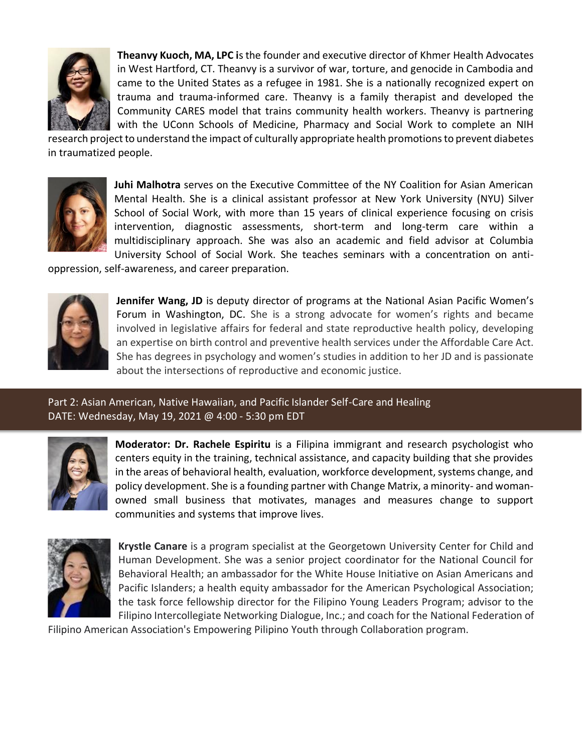**Theanvy Kuoch, MA, LPC i**s the founder and executive director of Khmer Health Advocates in West Hartford, CT. Theanvy is a survivor of war, torture, and genocide in Cambodia and came to the United States as a refugee in 1981. She is a nationally recognized expert on trauma and trauma-informed care. Theanvy is a family therapist and developed the Community CARES model that trains community health workers. Theanvy is partnering with the UConn Schools of Medicine, Pharmacy and Social Work to complete an NIH research project to understand the impact of culturally appropriate health promotions to prevent diabetes in traumatized people.

**Juhi Malhotra** serves on the Executive Committee of the NY Coalition for Asian American Mental Health. She is a clinical assistant professor at New York University (NYU) Silver School of Social Work, with more than 15 years of clinical experience focusing on crisis intervention, diagnostic assessments, short-term and long-term care within a multidisciplinary approach. She was also an academic and field advisor at Columbia University School of Social Work. She teaches seminars with a concentration on anti-oppression, self-awareness, and career preparation.

**Jennifer Wang, JD** is deputy director of programs at the National Asian Pacific Women's Forum in Washington, DC. She is a strong advocate for women's rights and became involved in legislative affairs for federal and state reproductive health policy, developing an expertise on birth control and preventive health services under the Affordable Care Act. She has degrees in psychology and women's studies in addition to her JD and is passionate about the intersections of reproductive and economic justice.

## Part 2: Asian American, Native Hawaiian, and Pacific Islander Self-Care and Healing
DATE: Wednesday, May 19, 2021 @ 4:00 - 5:30 pm EDT

**Moderator: Dr. Rachele Espiritu** is a Filipina immigrant and research psychologist who centers equity in the training, technical assistance, and capacity building that she provides in the areas of behavioral health, evaluation, workforce development, systems change, and policy development. She is a founding partner with Change Matrix, a minority- and woman-owned small business that motivates, manages and measures change to support communities and systems that improve lives.

**Krystle Canare** is a program specialist at the Georgetown University Center for Child and Human Development. She was a senior project coordinator for the National Council for Behavioral Health; an ambassador for the White House Initiative on Asian Americans and Pacific Islanders; a health equity ambassador for the American Psychological Association; the task force fellowship director for the Filipino Young Leaders Program; advisor to the Filipino Intercollegiate Networking Dialogue, Inc.; and coach for the National Federation of Filipino American Association's Empowering Pilipino Youth through Collaboration program.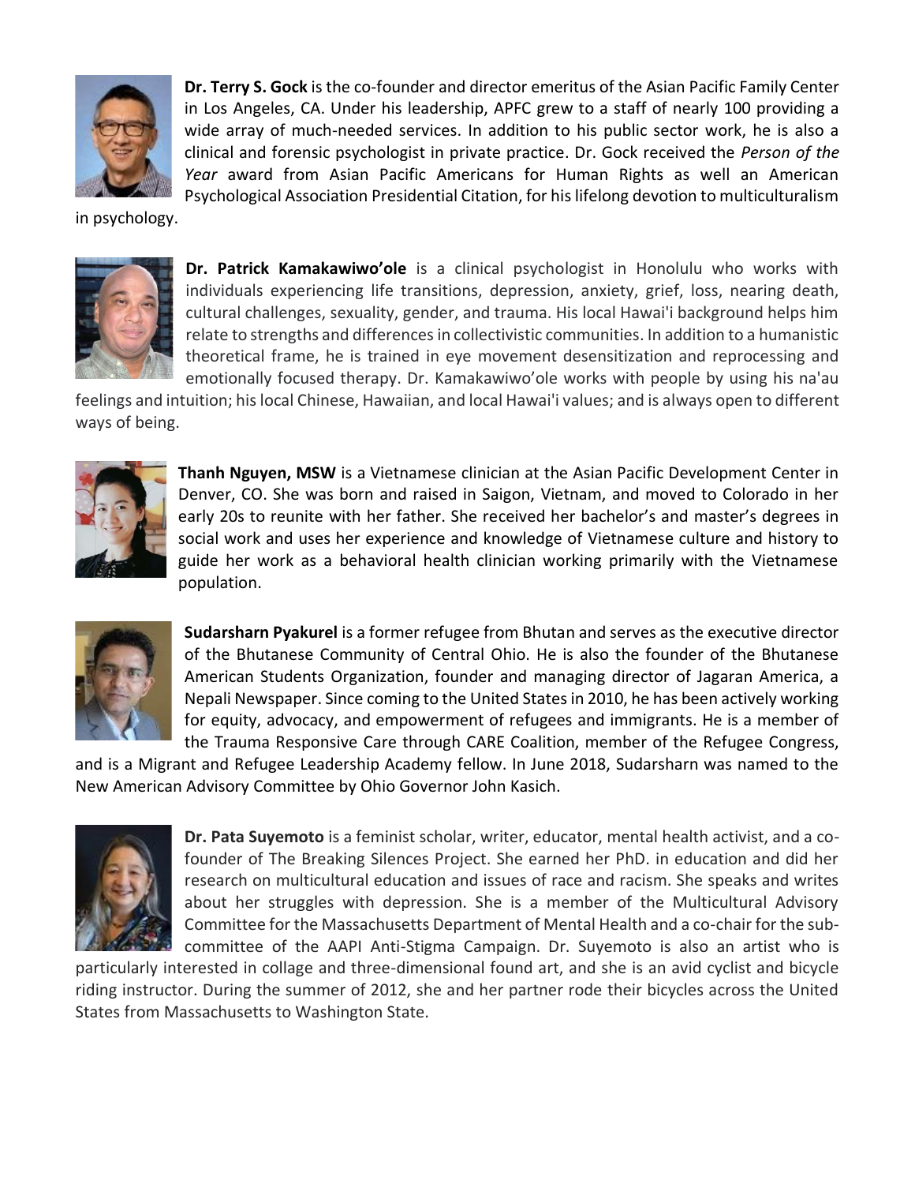**Dr. Terry S. Gock** is the co-founder and director emeritus of the Asian Pacific Family Center in Los Angeles, CA. Under his leadership, APFC grew to a staff of nearly 100 providing a wide array of much-needed services. In addition to his public sector work, he is also a clinical and forensic psychologist in private practice. Dr. Gock received the *Person of the Year* award from Asian Pacific Americans for Human Rights as well an American Psychological Association Presidential Citation, for his lifelong devotion to multiculturalism in psychology.

**Dr. Patrick Kamakawiwo'ole** is a clinical psychologist in Honolulu who works with individuals experiencing life transitions, depression, anxiety, grief, loss, nearing death, cultural challenges, sexuality, gender, and trauma. His local Hawai'i background helps him relate to strengths and differences in collectivistic communities. In addition to a humanistic theoretical frame, he is trained in eye movement desensitization and reprocessing and emotionally focused therapy. Dr. Kamakawiwo'ole works with people by using his na'au feelings and intuition; his local Chinese, Hawaiian, and local Hawai'i values; and is always open to different ways of being.

**Thanh Nguyen, MSW** is a Vietnamese clinician at the Asian Pacific Development Center in Denver, CO. She was born and raised in Saigon, Vietnam, and moved to Colorado in her early 20s to reunite with her father. She received her bachelor's and master's degrees in social work and uses her experience and knowledge of Vietnamese culture and history to guide her work as a behavioral health clinician working primarily with the Vietnamese population.

**Sudarsharn Pyakurel** is a former refugee from Bhutan and serves as the executive director of the Bhutanese Community of Central Ohio. He is also the founder of the Bhutanese American Students Organization, founder and managing director of Jagaran America, a Nepali Newspaper. Since coming to the United States in 2010, he has been actively working for equity, advocacy, and empowerment of refugees and immigrants. He is a member of the Trauma Responsive Care through CARE Coalition, member of the Refugee Congress, and is a Migrant and Refugee Leadership Academy fellow. In June 2018, Sudarsharn was named to the New American Advisory Committee by Ohio Governor John Kasich.

**Dr. Pata Suyemoto** is a feminist scholar, writer, educator, mental health activist, and a co-founder of The Breaking Silences Project. She earned her PhD. in education and did her research on multicultural education and issues of race and racism. She speaks and writes about her struggles with depression. She is a member of the Multicultural Advisory Committee for the Massachusetts Department of Mental Health and a co-chair for the sub-committee of the AAPI Anti-Stigma Campaign. Dr. Suyemoto is also an artist who is particularly interested in collage and three-dimensional found art, and she is an avid cyclist and bicycle riding instructor. During the summer of 2012, she and her partner rode their bicycles across the United States from Massachusetts to Washington State.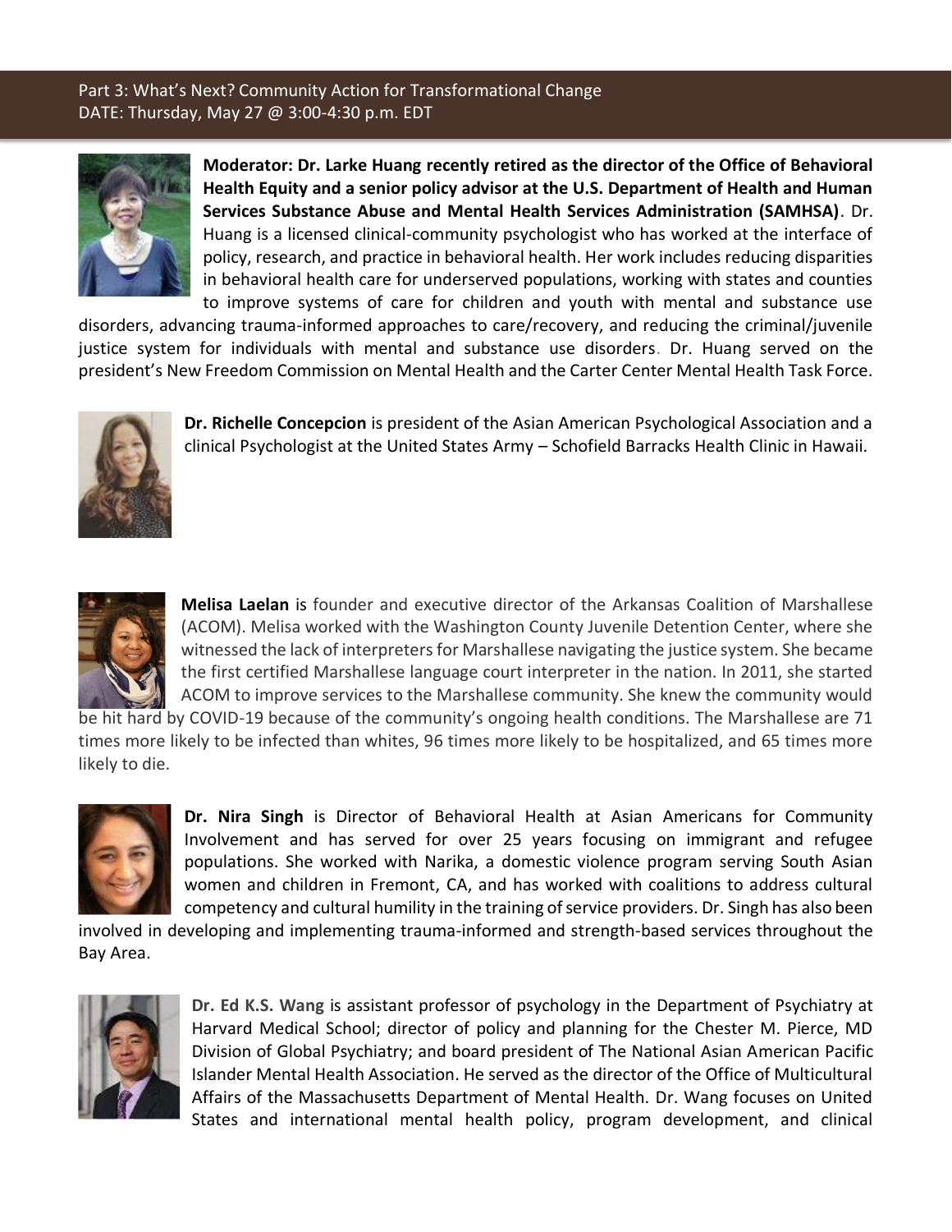Part 3: What's Next? Community Action for Transformational Change
DATE: Thursday, May 27 @ 3:00-4:30 p.m. EDT

**Moderator: Dr. Larke Huang recently retired as the director of the Office of Behavioral Health Equity and a senior policy advisor at the U.S. Department of Health and Human Services Substance Abuse and Mental Health Services Administration (SAMHSA)**. Dr. Huang is a licensed clinical-community psychologist who has worked at the interface of policy, research, and practice in behavioral health. Her work includes reducing disparities in behavioral health care for underserved populations, working with states and counties to improve systems of care for children and youth with mental and substance use disorders, advancing trauma-informed approaches to care/recovery, and reducing the criminal/juvenile justice system for individuals with mental and substance use disorders. Dr. Huang served on the president's New Freedom Commission on Mental Health and the Carter Center Mental Health Task Force.

**Dr. Richelle Concepcion** is president of the Asian American Psychological Association and a clinical Psychologist at the United States Army – Schofield Barracks Health Clinic in Hawaii.

**Melisa Laelan** is founder and executive director of the Arkansas Coalition of Marshallese (ACOM). Melisa worked with the Washington County Juvenile Detention Center, where she witnessed the lack of interpreters for Marshallese navigating the justice system. She became the first certified Marshallese language court interpreter in the nation. In 2011, she started ACOM to improve services to the Marshallese community. She knew the community would be hit hard by COVID-19 because of the community's ongoing health conditions. The Marshallese are 71 times more likely to be infected than whites, 96 times more likely to be hospitalized, and 65 times more likely to die.

**Dr. Nira Singh** is Director of Behavioral Health at Asian Americans for Community Involvement and has served for over 25 years focusing on immigrant and refugee populations. She worked with Narika, a domestic violence program serving South Asian women and children in Fremont, CA, and has worked with coalitions to address cultural competency and cultural humility in the training of service providers. Dr. Singh has also been involved in developing and implementing trauma-informed and strength-based services throughout the Bay Area.

**Dr. Ed K.S. Wang** is assistant professor of psychology in the Department of Psychiatry at Harvard Medical School; director of policy and planning for the Chester M. Pierce, MD Division of Global Psychiatry; and board president of The National Asian American Pacific Islander Mental Health Association. He served as the director of the Office of Multicultural Affairs of the Massachusetts Department of Mental Health. Dr. Wang focuses on United States and international mental health policy, program development, and clinical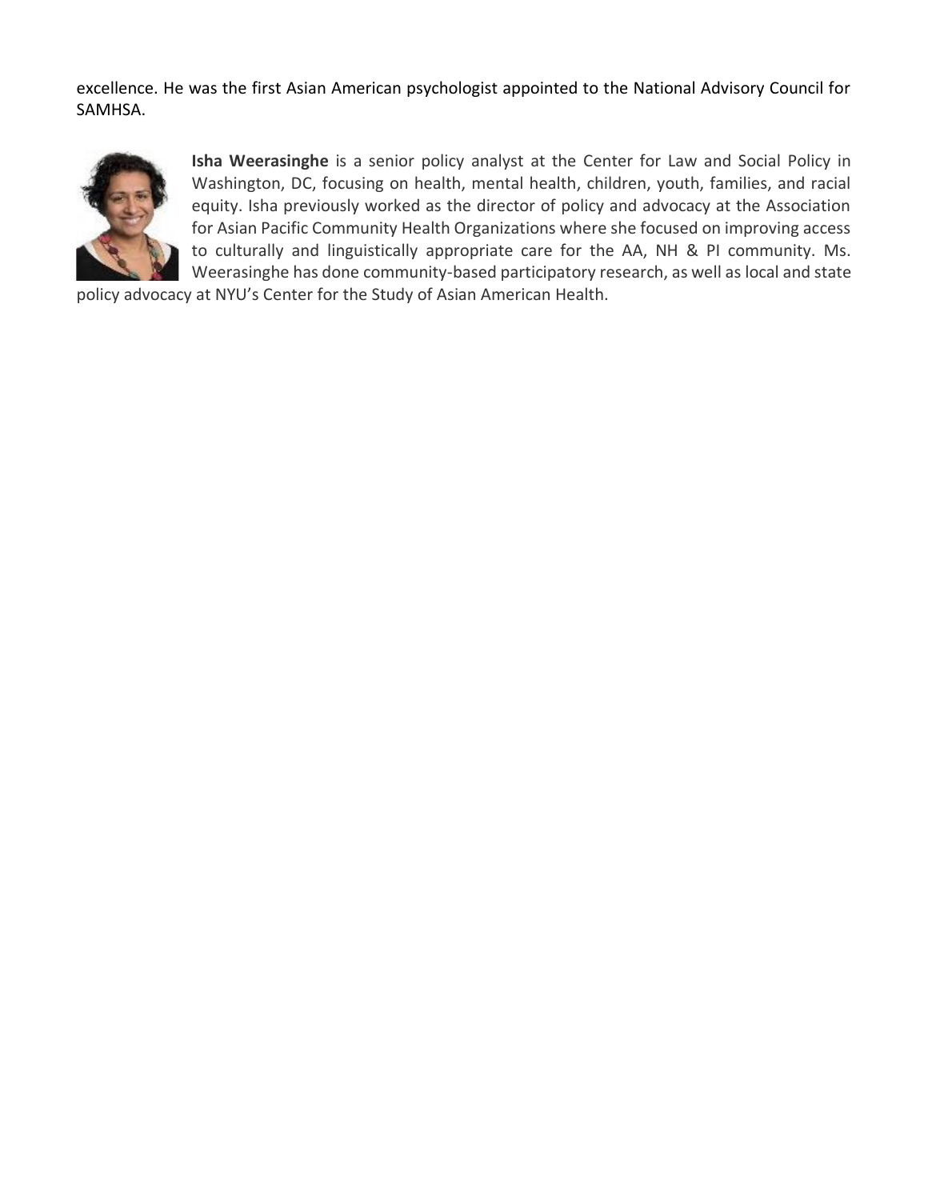excellence. He was the first Asian American psychologist appointed to the National Advisory Council for SAMHSA.

**Isha Weerasinghe** is a senior policy analyst at the Center for Law and Social Policy in Washington, DC, focusing on health, mental health, children, youth, families, and racial equity. Isha previously worked as the director of policy and advocacy at the Association for Asian Pacific Community Health Organizations where she focused on improving access to culturally and linguistically appropriate care for the AA, NH & PI community. Ms. Weerasinghe has done community-based participatory research, as well as local and state policy advocacy at NYU's Center for the Study of Asian American Health.